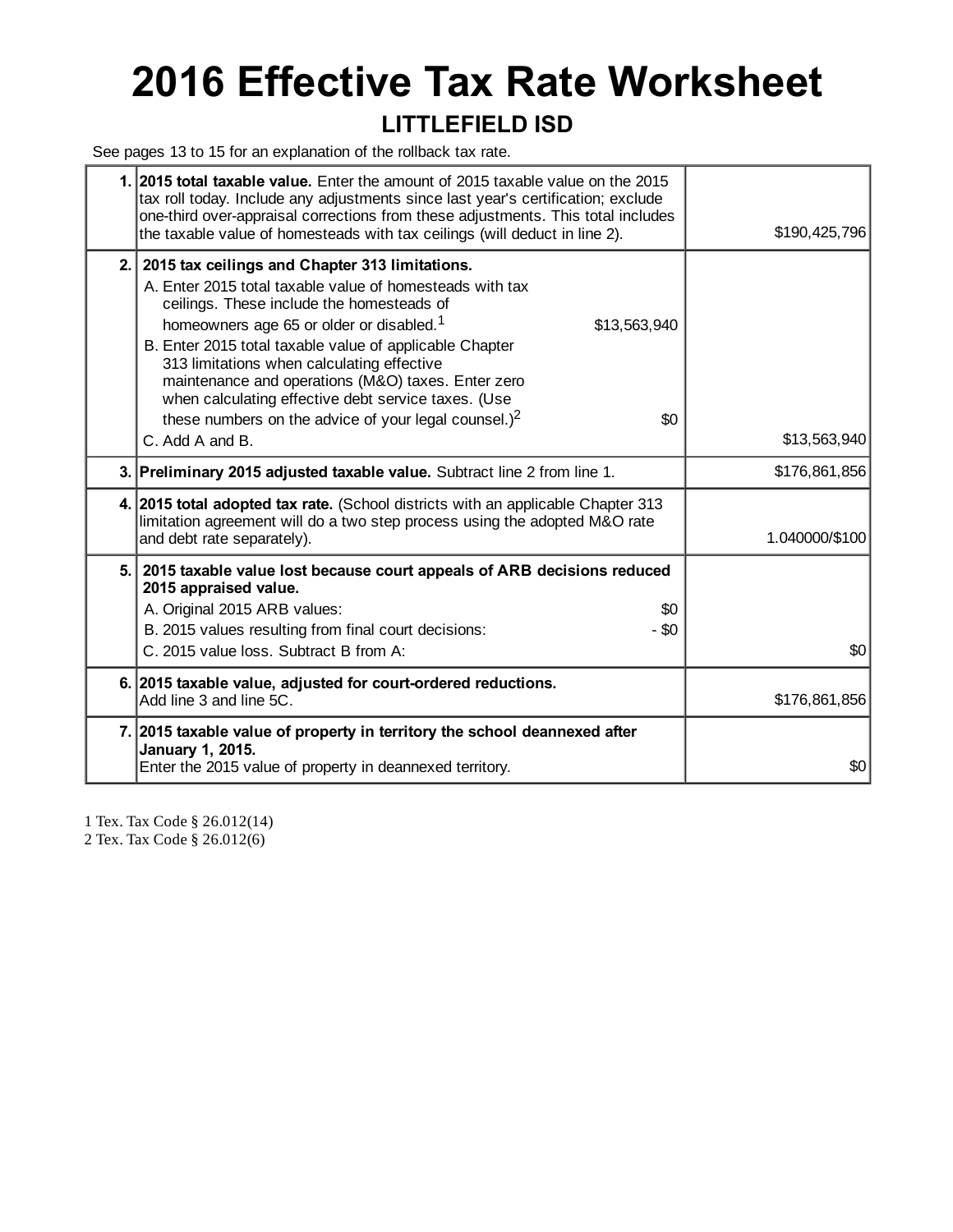# 2016 Effective Tax Rate Worksheet

## LITTLEFIELD ISD

See pages 13 to 15 for an explanation of the rollback tax rate.

| | | |
|---|---|---|
| **1.** | **2015 total taxable value.** Enter the amount of 2015 taxable value on the 2015 tax roll today. Include any adjustments since last year's certification; exclude one-third over-appraisal corrections from these adjustments. This total includes the taxable value of homesteads with tax ceilings (will deduct in line 2). | $190,425,796 |
| **2.** | **2015 tax ceilings and Chapter 313 limitations.**<br>A. Enter 2015 total taxable value of homesteads with tax ceilings. These include the homesteads of homeowners age 65 or older or disabled.[1] — $13,563,940<br>B. Enter 2015 total taxable value of applicable Chapter 313 limitations when calculating effective maintenance and operations (M&O) taxes. Enter zero when calculating effective debt service taxes. (Use these numbers on the advice of your legal counsel.)[2] — $0<br>C. Add A and B. | $13,563,940 |
| **3.** | **Preliminary 2015 adjusted taxable value.** Subtract line 2 from line 1. | $176,861,856 |
| **4.** | **2015 total adopted tax rate.** (School districts with an applicable Chapter 313 limitation agreement will do a two step process using the adopted M&O rate and debt rate separately). | 1.040000/$100 |
| **5.** | **2015 taxable value lost because court appeals of ARB decisions reduced 2015 appraised value.**<br>A. Original 2015 ARB values: — $0<br>B. 2015 values resulting from final court decisions: — - $0<br>C. 2015 value loss. Subtract B from A: | $0 |
| **6.** | **2015 taxable value, adjusted for court-ordered reductions.** Add line 3 and line 5C. | $176,861,856 |
| **7.** | **2015 taxable value of property in territory the school deannexed after January 1, 2015.** Enter the 2015 value of property in deannexed territory. | $0 |

1 Tex. Tax Code § 26.012(14)
2 Tex. Tax Code § 26.012(6)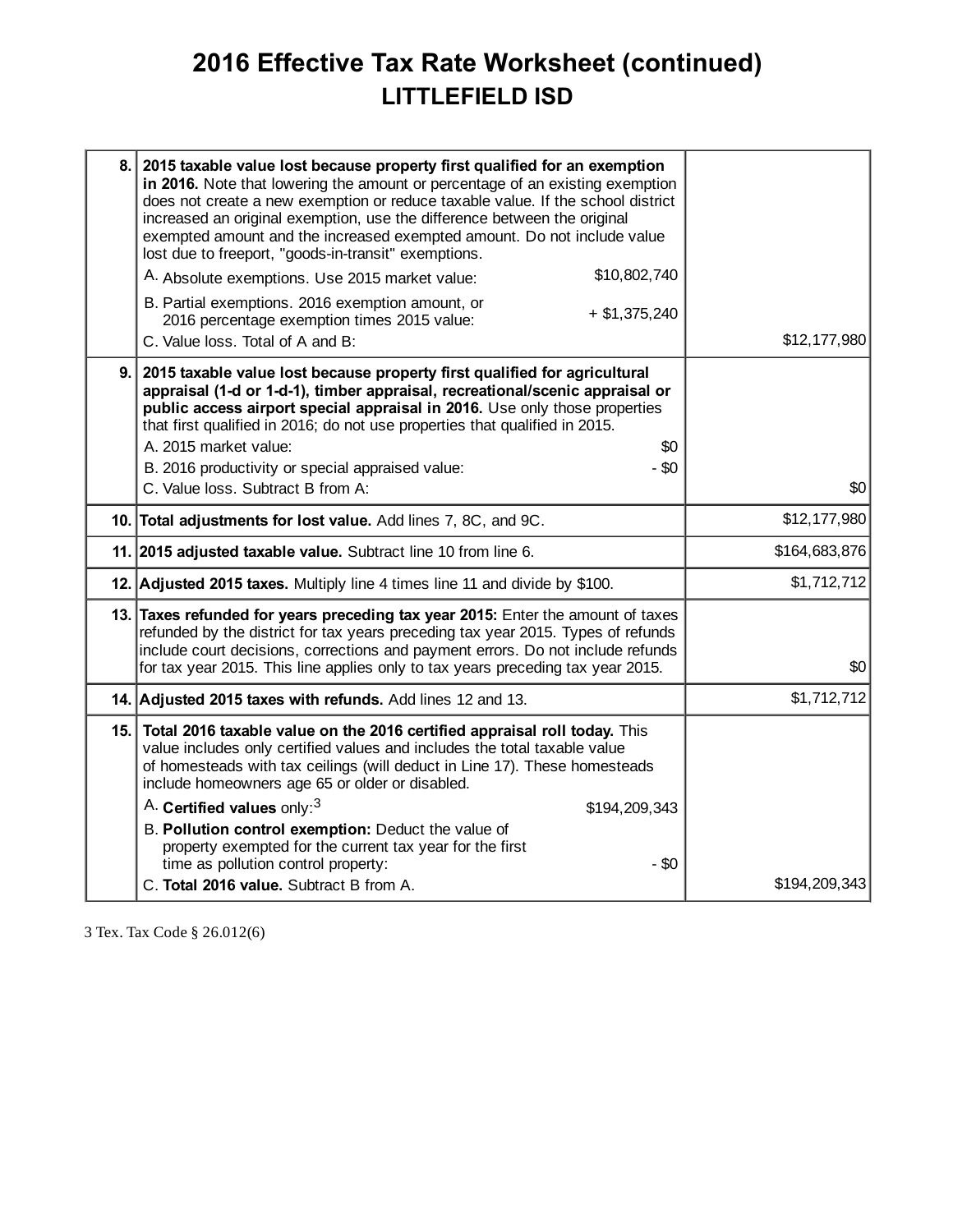# 2016 Effective Tax Rate Worksheet (continued)

## LITTLEFIELD ISD

| | | |
|---|---|---|
| 8. | **2015 taxable value lost because property first qualified for an exemption in 2016.** Note that lowering the amount or percentage of an existing exemption does not create a new exemption or reduce taxable value. If the school district increased an original exemption, use the difference between the original exempted amount and the increased exempted amount. Do not include value lost due to freeport, "goods-in-transit" exemptions.<br>A. Absolute exemptions. Use 2015 market value: $10,802,740<br>B. Partial exemptions. 2016 exemption amount, or 2016 percentage exemption times 2015 value: + $1,375,240<br>C. Value loss. Total of A and B: | $12,177,980 |
| 9. | **2015 taxable value lost because property first qualified for agricultural appraisal (1-d or 1-d-1), timber appraisal, recreational/scenic appraisal or public access airport special appraisal in 2016.** Use only those properties that first qualified in 2016; do not use properties that qualified in 2015.<br>A. 2015 market value: $0<br>B. 2016 productivity or special appraised value: - $0<br>C. Value loss. Subtract B from A: | $0 |
| 10. | **Total adjustments for lost value.** Add lines 7, 8C, and 9C. | $12,177,980 |
| 11. | **2015 adjusted taxable value.** Subtract line 10 from line 6. | $164,683,876 |
| 12. | **Adjusted 2015 taxes.** Multiply line 4 times line 11 and divide by $100. | $1,712,712 |
| 13. | **Taxes refunded for years preceding tax year 2015:** Enter the amount of taxes refunded by the district for tax years preceding tax year 2015. Types of refunds include court decisions, corrections and payment errors. Do not include refunds for tax year 2015. This line applies only to tax years preceding tax year 2015. | $0 |
| 14. | **Adjusted 2015 taxes with refunds.** Add lines 12 and 13. | $1,712,712 |
| 15. | **Total 2016 taxable value on the 2016 certified appraisal roll today.** This value includes only certified values and includes the total taxable value of homesteads with tax ceilings (will deduct in Line 17). These homesteads include homeowners age 65 or older or disabled.<br>A. **Certified values** only:[3] $194,209,343<br>B. **Pollution control exemption:** Deduct the value of property exempted for the current tax year for the first time as pollution control property: - $0<br>C. **Total 2016 value.** Subtract B from A. | $194,209,343 |

3 Tex. Tax Code § 26.012(6)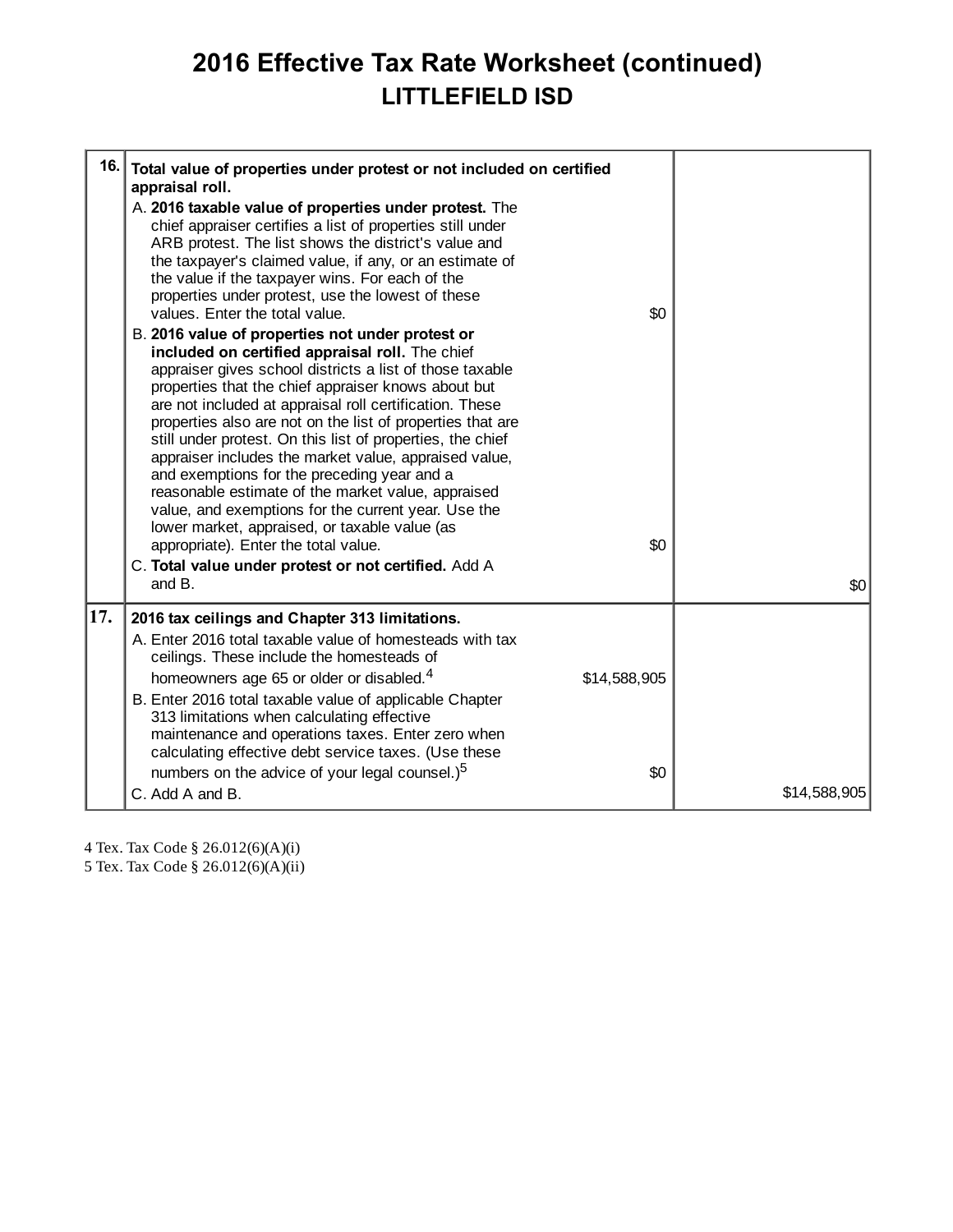# 2016 Effective Tax Rate Worksheet (continued)

## LITTLEFIELD ISD

| | | | |
|---|---|---|---|
| 16. | **Total value of properties under protest or not included on certified appraisal roll.** | | |
| | A. **2016 taxable value of properties under protest.** The chief appraiser certifies a list of properties still under ARB protest. The list shows the district's value and the taxpayer's claimed value, if any, or an estimate of the value if the taxpayer wins. For each of the properties under protest, use the lowest of these values. Enter the total value. | $0 | |
| | B. **2016 value of properties not under protest or included on certified appraisal roll.** The chief appraiser gives school districts a list of those taxable properties that the chief appraiser knows about but are not included at appraisal roll certification. These properties also are not on the list of properties that are still under protest. On this list of properties, the chief appraiser includes the market value, appraised value, and exemptions for the preceding year and a reasonable estimate of the market value, appraised value, and exemptions for the current year. Use the lower market, appraised, or taxable value (as appropriate). Enter the total value. | $0 | |
| | C. **Total value under protest or not certified.** Add A and B. | | $0 |
| 17. | **2016 tax ceilings and Chapter 313 limitations.** | | |
| | A. Enter 2016 total taxable value of homesteads with tax ceilings. These include the homesteads of homeowners age 65 or older or disabled.[4] | $14,588,905 | |
| | B. Enter 2016 total taxable value of applicable Chapter 313 limitations when calculating effective maintenance and operations taxes. Enter zero when calculating effective debt service taxes. (Use these numbers on the advice of your legal counsel.)[5] | $0 | |
| | C. Add A and B. | | $14,588,905 |

4 Tex. Tax Code § 26.012(6)(A)(i)

5 Tex. Tax Code § 26.012(6)(A)(ii)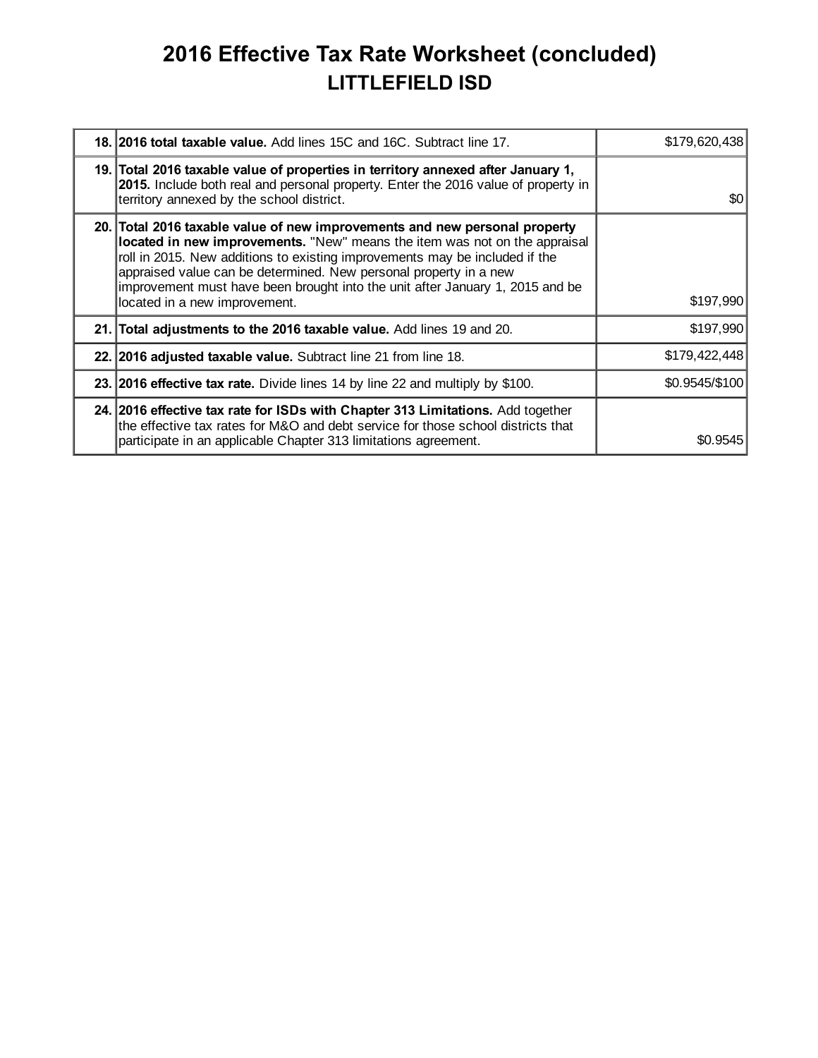# 2016 Effective Tax Rate Worksheet (concluded)

## LITTLEFIELD ISD

| | | |
|---|---|---|
| 18. | **2016 total taxable value.** Add lines 15C and 16C. Subtract line 17. | $179,620,438 |
| 19. | **Total 2016 taxable value of properties in territory annexed after January 1, 2015.** Include both real and personal property. Enter the 2016 value of property in territory annexed by the school district. | $0 |
| 20. | **Total 2016 taxable value of new improvements and new personal property located in new improvements.** "New" means the item was not on the appraisal roll in 2015. New additions to existing improvements may be included if the appraised value can be determined. New personal property in a new improvement must have been brought into the unit after January 1, 2015 and be located in a new improvement. | $197,990 |
| 21. | **Total adjustments to the 2016 taxable value.** Add lines 19 and 20. | $197,990 |
| 22. | **2016 adjusted taxable value.** Subtract line 21 from line 18. | $179,422,448 |
| 23. | **2016 effective tax rate.** Divide lines 14 by line 22 and multiply by $100. | $0.9545/$100 |
| 24. | **2016 effective tax rate for ISDs with Chapter 313 Limitations.** Add together the effective tax rates for M&O and debt service for those school districts that participate in an applicable Chapter 313 limitations agreement. | $0.9545 |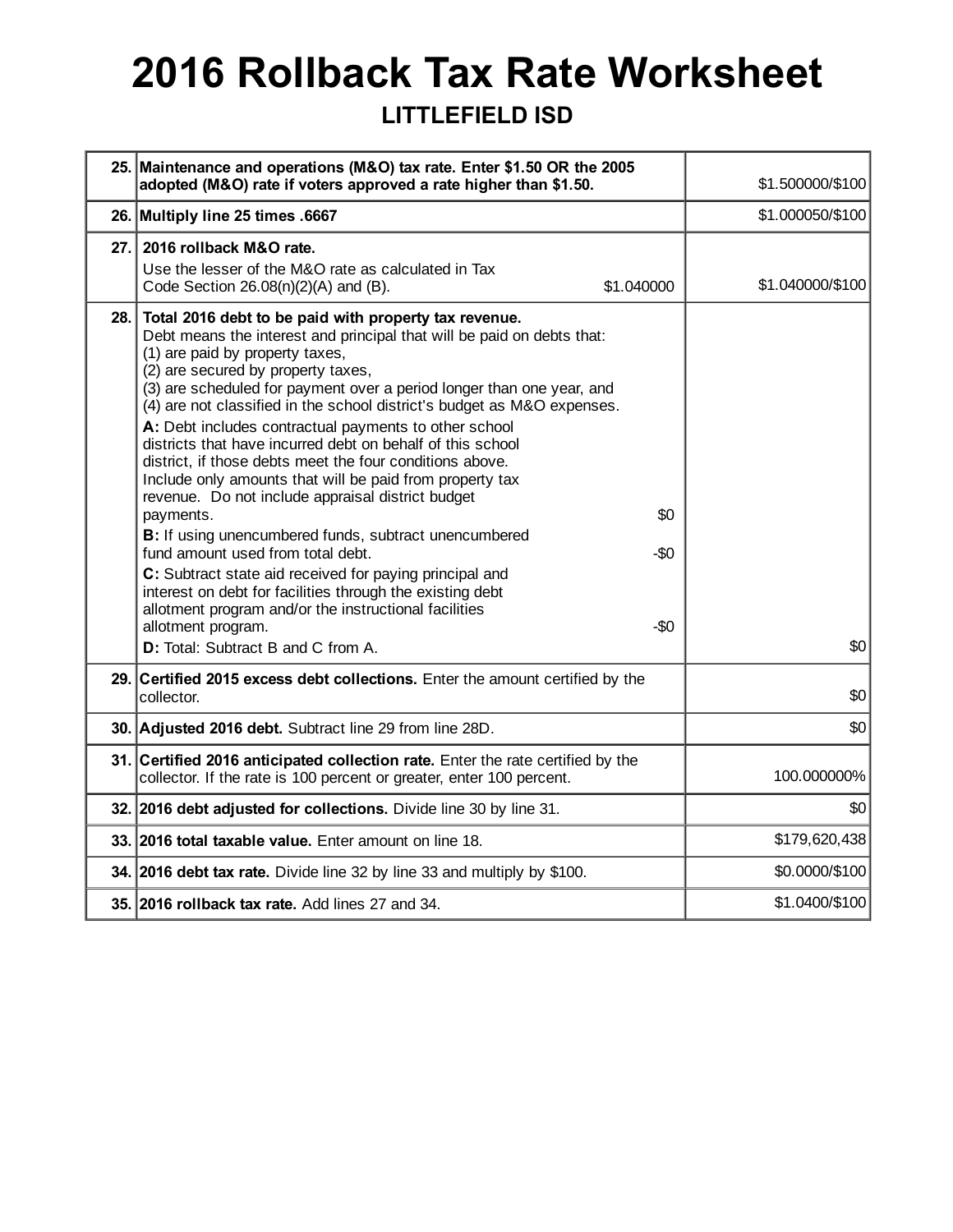# 2016 Rollback Tax Rate Worksheet

## LITTLEFIELD ISD

| | | |
|---|---|---|
| 25. | **Maintenance and operations (M&O) tax rate. Enter $1.50 OR the 2005 adopted (M&O) rate if voters approved a rate higher than $1.50.** | $1.500000/$100 |
| 26. | **Multiply line 25 times .6667** | $1.000050/$100 |
| 27. | **2016 rollback M&O rate.**<br>Use the lesser of the M&O rate as calculated in Tax Code Section 26.08(n)(2)(A) and (B). $1.040000 | $1.040000/$100 |
| 28. | **Total 2016 debt to be paid with property tax revenue.**<br>Debt means the interest and principal that will be paid on debts that:<br>(1) are paid by property taxes,<br>(2) are secured by property taxes,<br>(3) are scheduled for payment over a period longer than one year, and<br>(4) are not classified in the school district's budget as M&O expenses.<br>**A:** Debt includes contractual payments to other school districts that have incurred debt on behalf of this school district, if those debts meet the four conditions above. Include only amounts that will be paid from property tax revenue. Do not include appraisal district budget payments. $0<br>**B:** If using unencumbered funds, subtract unencumbered fund amount used from total debt. -$0<br>**C:** Subtract state aid received for paying principal and interest on debt for facilities through the existing debt allotment program and/or the instructional facilities allotment program. -$0<br>**D:** Total: Subtract B and C from A. | $0 |
| 29. | **Certified 2015 excess debt collections.** Enter the amount certified by the collector. | $0 |
| 30. | **Adjusted 2016 debt.** Subtract line 29 from line 28D. | $0 |
| 31. | **Certified 2016 anticipated collection rate.** Enter the rate certified by the collector. If the rate is 100 percent or greater, enter 100 percent. | 100.000000% |
| 32. | **2016 debt adjusted for collections.** Divide line 30 by line 31. | $0 |
| 33. | **2016 total taxable value.** Enter amount on line 18. | $179,620,438 |
| 34. | **2016 debt tax rate.** Divide line 32 by line 33 and multiply by $100. | $0.0000/$100 |
| 35. | **2016 rollback tax rate.** Add lines 27 and 34. | $1.0400/$100 |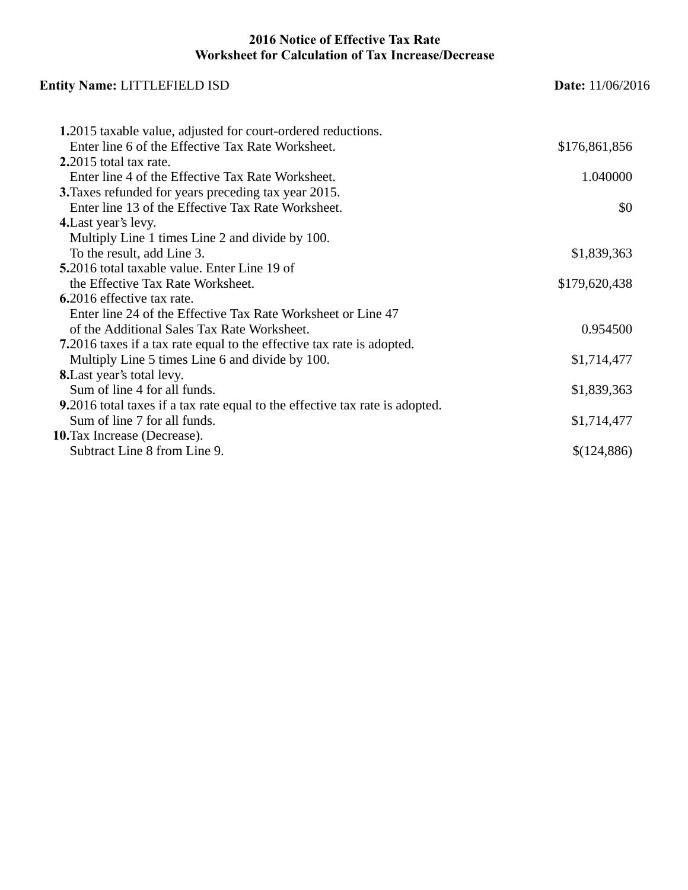# 2016 Notice of Effective Tax Rate
## Worksheet for Calculation of Tax Increase/Decrease

**Entity Name:** LITTLEFIELD ISD **Date:** 11/06/2016

| | |
|---|---|
| **1.** 2015 taxable value, adjusted for court-ordered reductions. Enter line 6 of the Effective Tax Rate Worksheet. | $176,861,856 |
| **2.** 2015 total tax rate. Enter line 4 of the Effective Tax Rate Worksheet. | 1.040000 |
| **3.** Taxes refunded for years preceding tax year 2015. Enter line 13 of the Effective Tax Rate Worksheet. | $0 |
| **4.** Last year's levy. Multiply Line 1 times Line 2 and divide by 100. To the result, add Line 3. | $1,839,363 |
| **5.** 2016 total taxable value. Enter Line 19 of the Effective Tax Rate Worksheet. | $179,620,438 |
| **6.** 2016 effective tax rate. Enter line 24 of the Effective Tax Rate Worksheet or Line 47 of the Additional Sales Tax Rate Worksheet. | 0.954500 |
| **7.** 2016 taxes if a tax rate equal to the effective tax rate is adopted. Multiply Line 5 times Line 6 and divide by 100. | $1,714,477 |
| **8.** Last year's total levy. Sum of line 4 for all funds. | $1,839,363 |
| **9.** 2016 total taxes if a tax rate equal to the effective tax rate is adopted. Sum of line 7 for all funds. | $1,714,477 |
| **10.** Tax Increase (Decrease). Subtract Line 8 from Line 9. | $(124,886) |